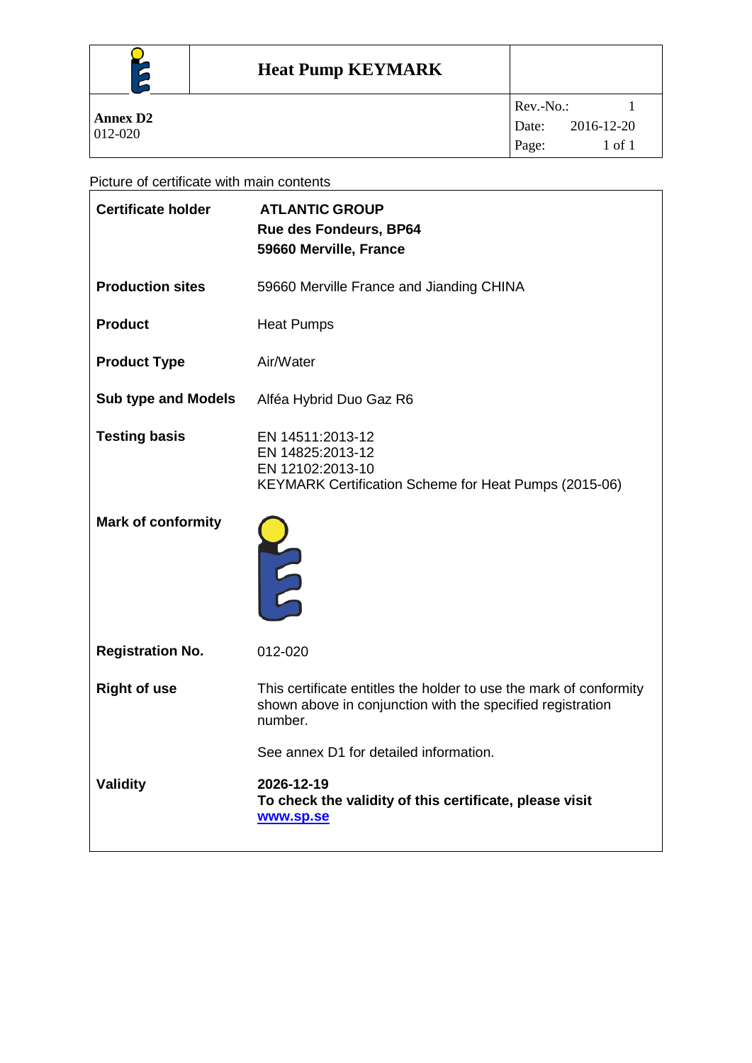| | Heat Pump KEYMARK | |
|---|---|---|
| **Annex D2**<br>012-020 | | Rev.-No.: 1<br>Date: 2016-12-20<br>Page: 1 of 1 |

Picture of certificate with main contents

| | |
|---|---|
| **Certificate holder** | **ATLANTIC GROUP**<br>**Rue des Fondeurs, BP64**<br>**59660 Merville, France** |
| **Production sites** | 59660 Merville France and Jianding CHINA |
| **Product** | Heat Pumps |
| **Product Type** | Air/Water |
| **Sub type and Models** | Alféa Hybrid Duo Gaz R6 |
| **Testing basis** | EN 14511:2013-12<br>EN 14825:2013-12<br>EN 12102:2013-10<br>KEYMARK Certification Scheme for Heat Pumps (2015-06) |
| **Mark of conformity** | |
| **Registration No.** | 012-020 |
| **Right of use** | This certificate entitles the holder to use the mark of conformity shown above in conjunction with the specified registration number.<br><br>See annex D1 for detailed information. |
| **Validity** | **2026-12-19**<br>**To check the validity of this certificate, please visit [www.sp.se](http://www.sp.se)** |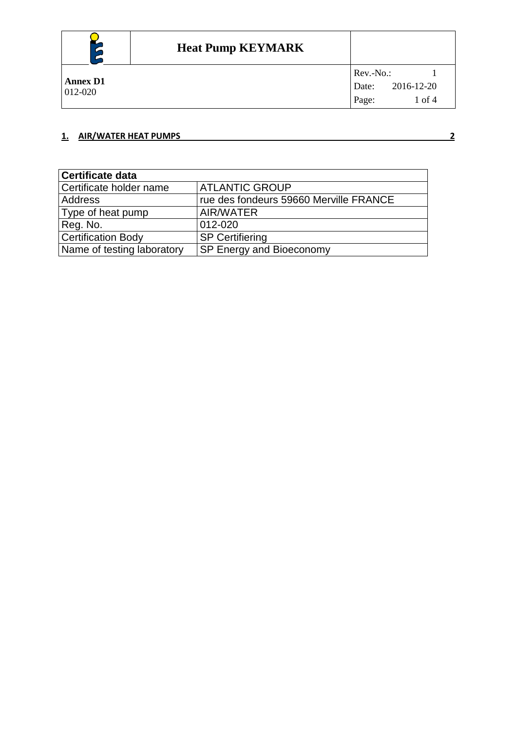**1. AIR/WATER HEAT PUMPS** **2**

| Certificate data | |
|---|---|
| Certificate holder name | ATLANTIC GROUP |
| Address | rue des fondeurs 59660 Merville FRANCE |
| Type of heat pump | AIR/WATER |
| Reg. No. | 012-020 |
| Certification Body | SP Certifiering |
| Name of testing laboratory | SP Energy and Bioeconomy |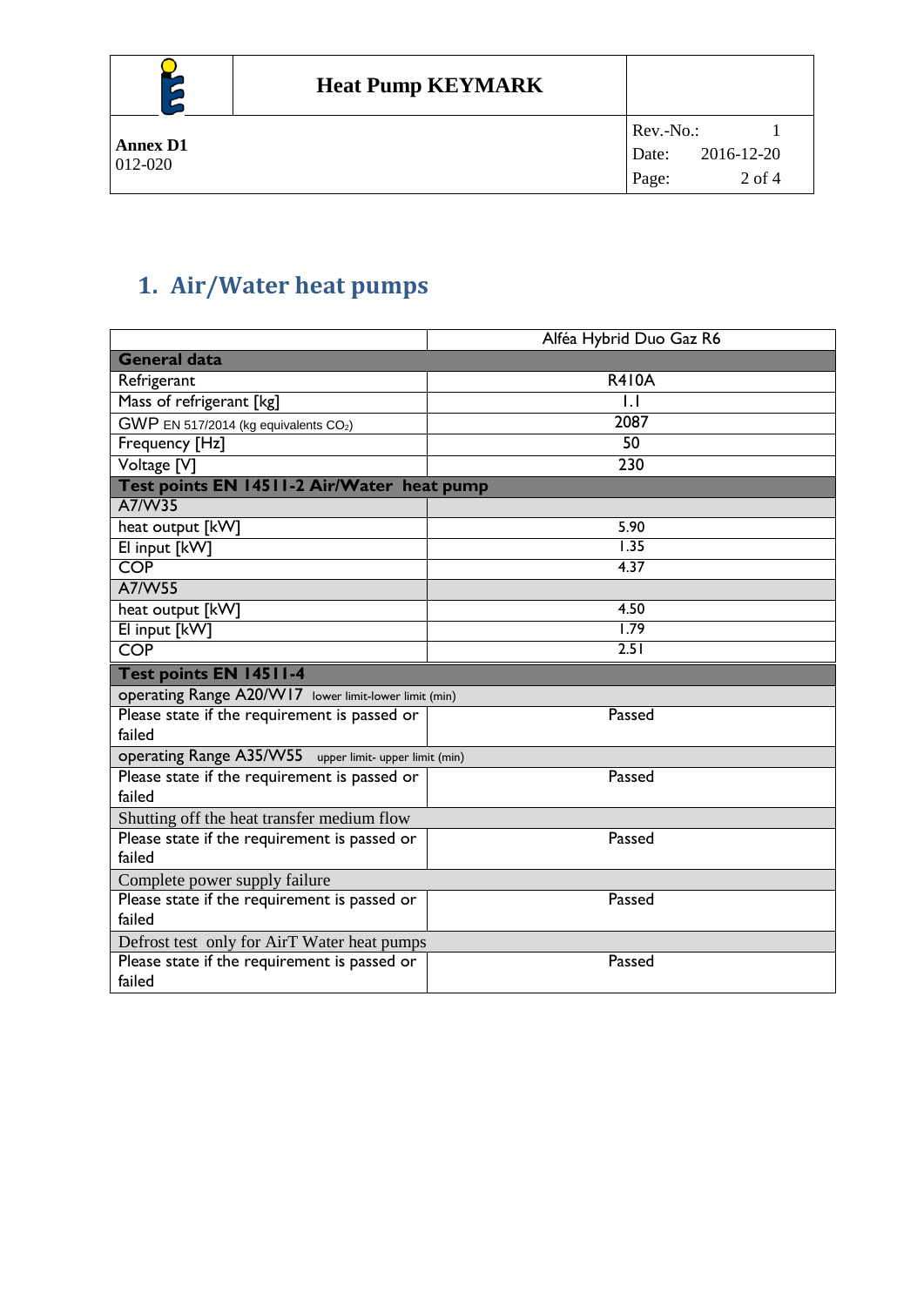# 1. Air/Water heat pumps

| | Alféa Hybrid Duo Gaz R6 |
|---|---|
| **General data** | |
| Refrigerant | R410A |
| Mass of refrigerant [kg] | 1.1 |
| GWP EN 517/2014 (kg equivalents $CO_2$) | 2087 |
| Frequency [Hz] | 50 |
| Voltage [V] | 230 |
| **Test points EN 14511-2 Air/Water heat pump** | |
| A7/W35 | |
| heat output [kW] | 5.90 |
| El input [kW] | 1.35 |
| COP | 4.37 |
| A7/W55 | |
| heat output [kW] | 4.50 |
| El input [kW] | 1.79 |
| COP | 2.51 |
| **Test points EN 14511-4** | |
| operating Range A20/W17 lower limit-lower limit (min) | |
| Please state if the requirement is passed or failed | Passed |
| operating Range A35/W55 upper limit- upper limit (min) | |
| Please state if the requirement is passed or failed | Passed |
| Shutting off the heat transfer medium flow | |
| Please state if the requirement is passed or failed | Passed |
| Complete power supply failure | |
| Please state if the requirement is passed or failed | Passed |
| Defrost test only for AirT Water heat pumps | |
| Please state if the requirement is passed or failed | Passed |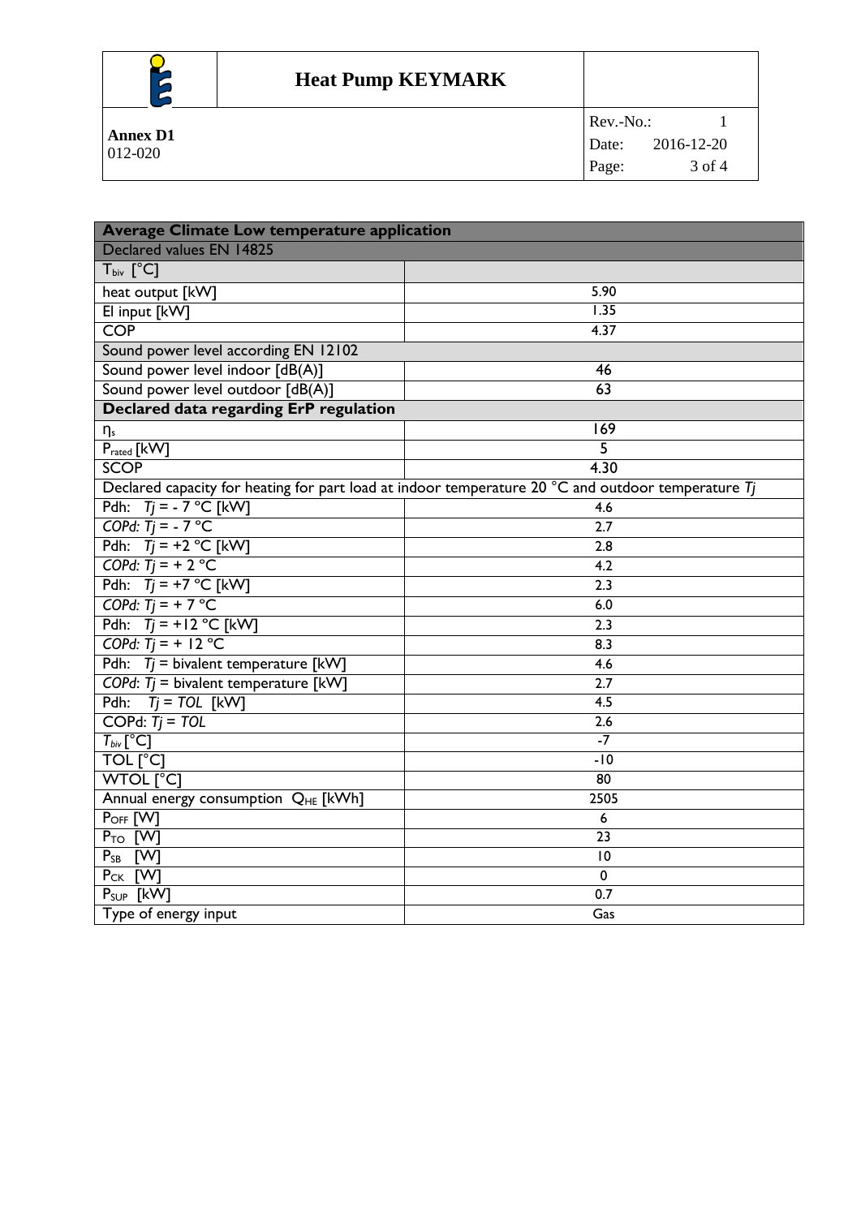| Average Climate Low temperature application | |
|---|---|
| Declared values EN 14825 | |
| $T_{biv}$ [°C] | |
| heat output [kW] | 5.90 |
| El input [kW] | 1.35 |
| COP | 4.37 |
| Sound power level according EN 12102 | |
| Sound power level indoor [dB(A)] | 46 |
| Sound power level outdoor [dB(A)] | 63 |
| **Declared data regarding ErP regulation** | |
| $\eta_s$ | 169 |
| $P_{rated}$ [kW] | 5 |
| SCOP | 4.30 |
| Declared capacity for heating for part load at indoor temperature 20 °C and outdoor temperature *Tj* | |
| Pdh: *Tj* = - 7 °C [kW] | 4.6 |
| *COPd: Tj* = - 7 °C | 2.7 |
| Pdh: *Tj* = +2 °C [kW] | 2.8 |
| *COPd: Tj* = + 2 °C | 4.2 |
| Pdh: *Tj* = +7 °C [kW] | 2.3 |
| *COPd: Tj* = + 7 °C | 6.0 |
| Pdh: *Tj* = +12 °C [kW] | 2.3 |
| *COPd: Tj* = + 12 °C | 8.3 |
| Pdh: *Tj* = bivalent temperature [kW] | 4.6 |
| *COPd: Tj* = bivalent temperature [kW] | 2.7 |
| Pdh: *Tj = TOL* [kW] | 4.5 |
| COPd: *Tj = TOL* | 2.6 |
| $T_{biv}$ [°C] | -7 |
| TOL [°C] | -10 |
| WTOL [°C] | 80 |
| Annual energy consumption $Q_{HE}$ [kWh] | 2505 |
| $P_{OFF}$ [W] | 6 |
| $P_{TO}$ [W] | 23 |
| $P_{SB}$ [W] | 10 |
| $P_{CK}$ [W] | 0 |
| $P_{SUP}$ [kW] | 0.7 |
| Type of energy input | Gas |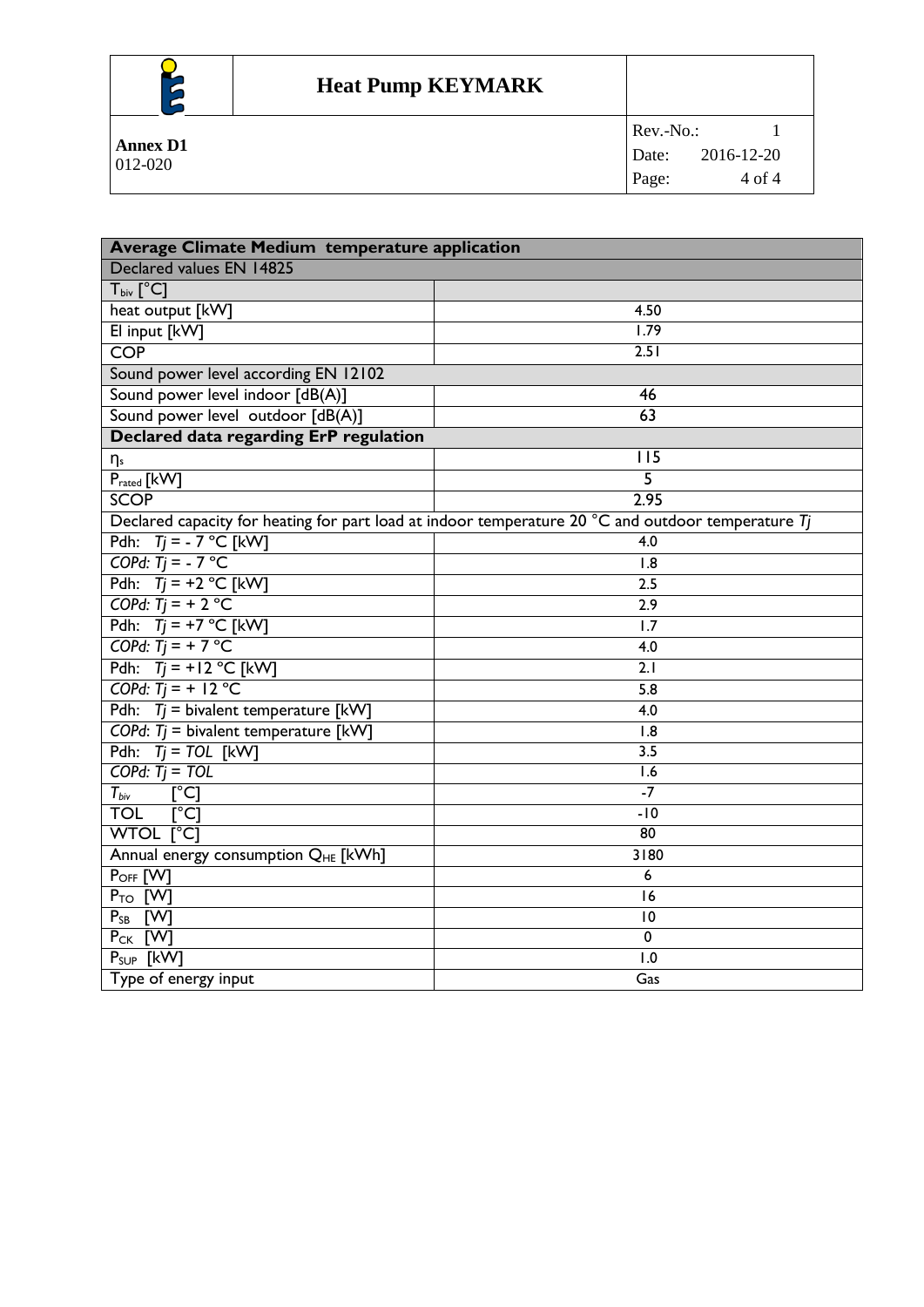| Average Climate Medium temperature application | |
|---|---|
| Declared values EN 14825 | |
| $T_{biv}$ [°C] | |
| heat output [kW] | 4.50 |
| El input [kW] | 1.79 |
| COP | 2.51 |
| Sound power level according EN 12102 | |
| Sound power level indoor [dB(A)] | 46 |
| Sound power level outdoor [dB(A)] | 63 |
| **Declared data regarding ErP regulation** | |
| $\eta_s$ | 115 |
| $P_{rated}$ [kW] | 5 |
| SCOP | 2.95 |
| Declared capacity for heating for part load at indoor temperature 20 °C and outdoor temperature *Tj* | |
| Pdh: *Tj* = - 7 °C [kW] | 4.0 |
| *COPd: Tj* = - 7 °C | 1.8 |
| Pdh: *Tj* = +2 °C [kW] | 2.5 |
| *COPd: Tj* = + 2 °C | 2.9 |
| Pdh: *Tj* = +7 °C [kW] | 1.7 |
| *COPd: Tj* = + 7 °C | 4.0 |
| Pdh: *Tj* = +12 °C [kW] | 2.1 |
| *COPd: Tj* = + 12 °C | 5.8 |
| Pdh: *Tj* = bivalent temperature [kW] | 4.0 |
| *COPd: Tj* = bivalent temperature [kW] | 1.8 |
| Pdh: *Tj* = *TOL* [kW] | 3.5 |
| *COPd: Tj = TOL* | 1.6 |
| $T_{biv}$ [°C] | -7 |
| TOL [°C] | -10 |
| WTOL [°C] | 80 |
| Annual energy consumption $Q_{HE}$ [kWh] | 3180 |
| $P_{OFF}$ [W] | 6 |
| $P_{TO}$ [W] | 16 |
| $P_{SB}$ [W] | 10 |
| $P_{CK}$ [W] | 0 |
| $P_{SUP}$ [kW] | 1.0 |
| Type of energy input | Gas |